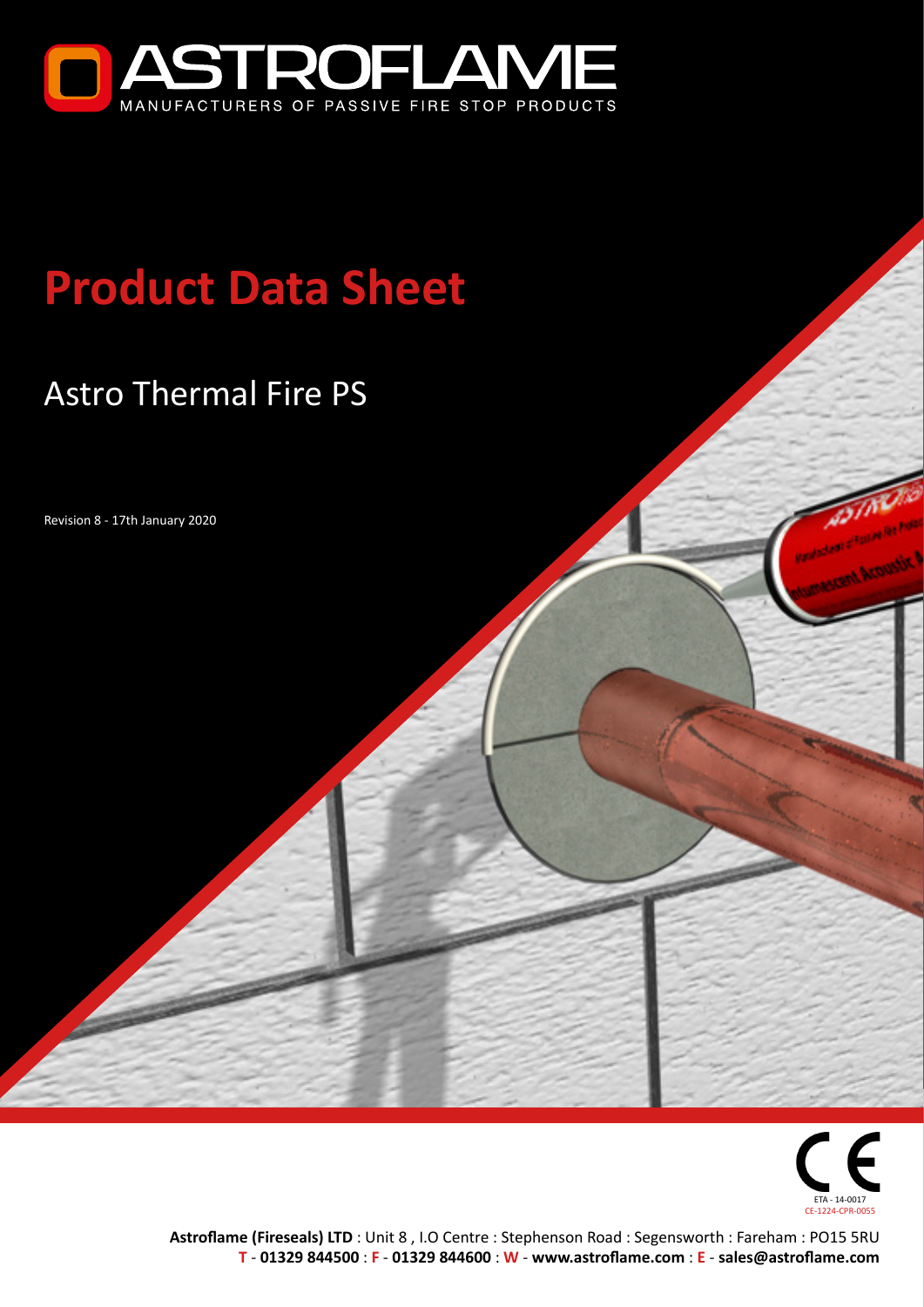ASTROFLAME

MANUFACTURERS OF PASSIVE FIRE STOP PRODUCTS

# Product Data Sheet

## Astro Thermal Fire PS

Revision 8 - 17th January 2020

ETA - 14-0017

CE-1224-CPR-0055

**Astroflame (Fireseals) LTD** : Unit 8 , I.O Centre : Stephenson Road : Segensworth : Fareham : PO15 5RU

**T** - **01329 844500** : **F** - **01329 844600** : **W** - **www.astroflame.com** : **E** - **sales@astroflame.com**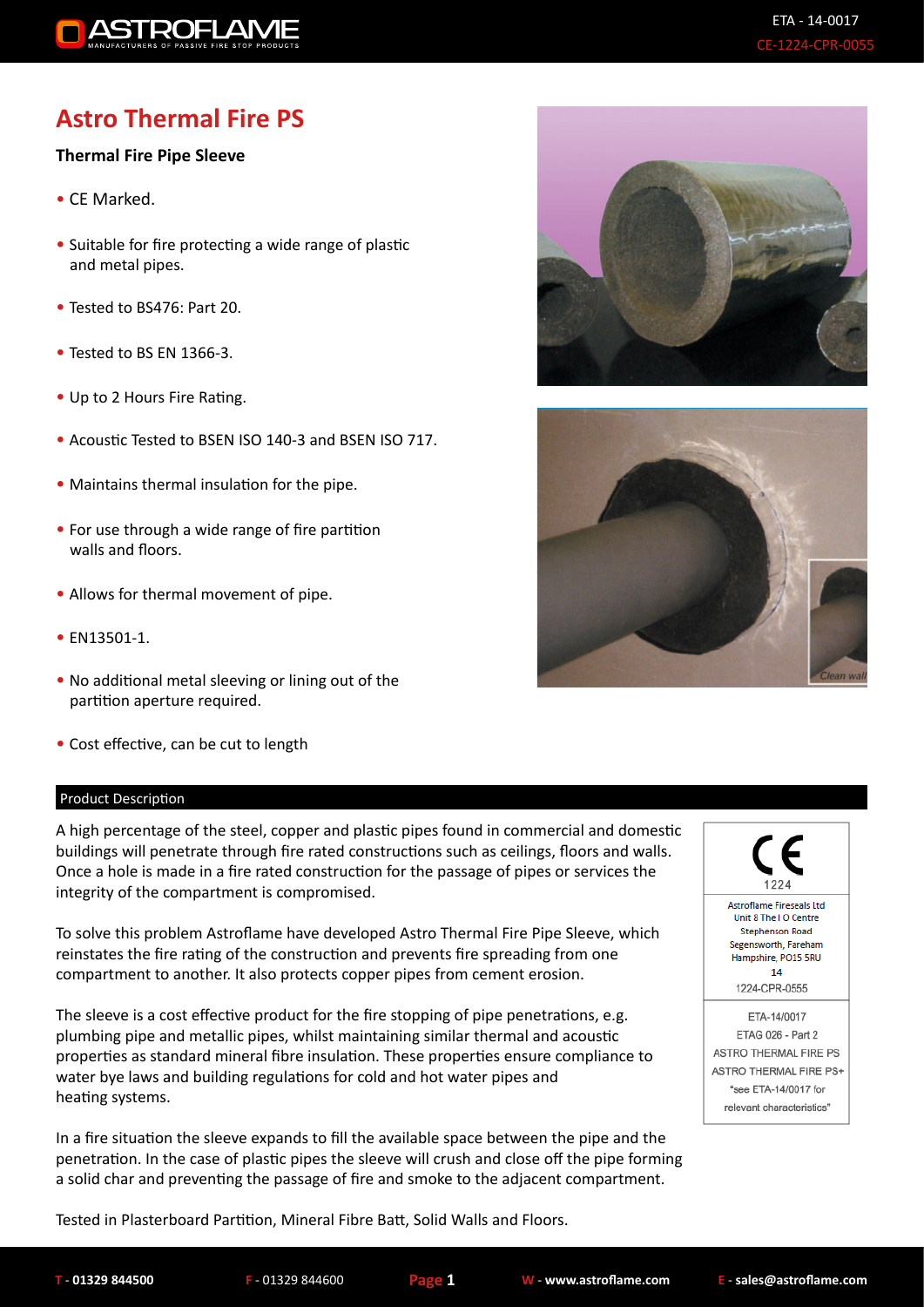# Astro Thermal Fire PS

**Thermal Fire Pipe Sleeve**

- CE Marked.
- Suitable for fire protecting a wide range of plastic and metal pipes.
- Tested to BS476: Part 20.
- Tested to BS EN 1366-3.
- Up to 2 Hours Fire Rating.
- Acoustic Tested to BSEN ISO 140-3 and BSEN ISO 717.
- Maintains thermal insulation for the pipe.
- For use through a wide range of fire partition walls and floors.
- Allows for thermal movement of pipe.
- EN13501-1.
- No additional metal sleeving or lining out of the partition aperture required.
- Cost effective, can be cut to length

## Product Description

A high percentage of the steel, copper and plastic pipes found in commercial and domestic buildings will penetrate through fire rated constructions such as ceilings, floors and walls. Once a hole is made in a fire rated construction for the passage of pipes or services the integrity of the compartment is compromised.

To solve this problem Astroflame have developed Astro Thermal Fire Pipe Sleeve, which reinstates the fire rating of the construction and prevents fire spreading from one compartment to another. It also protects copper pipes from cement erosion.

The sleeve is a cost effective product for the fire stopping of pipe penetrations, e.g. plumbing pipe and metallic pipes, whilst maintaining similar thermal and acoustic properties as standard mineral fibre insulation. These properties ensure compliance to water bye laws and building regulations for cold and hot water pipes and heating systems.

In a fire situation the sleeve expands to fill the available space between the pipe and the penetration. In the case of plastic pipes the sleeve will crush and close off the pipe forming a solid char and preventing the passage of fire and smoke to the adjacent compartment.

Tested in Plasterboard Partition, Mineral Fibre Batt, Solid Walls and Floors.

CE
1224

Astroflame Fireseals Ltd
Unit 8 The I O Centre
Stephenson Road
Segensworth, Fareham
Hampshire, PO15 5RU
14
1224-CPR-0555

ETA-14/0017
ETAG 026 - Part 2
ASTRO THERMAL FIRE PS
ASTRO THERMAL FIRE PS+
"see ETA-14/0017 for relevant characteristics"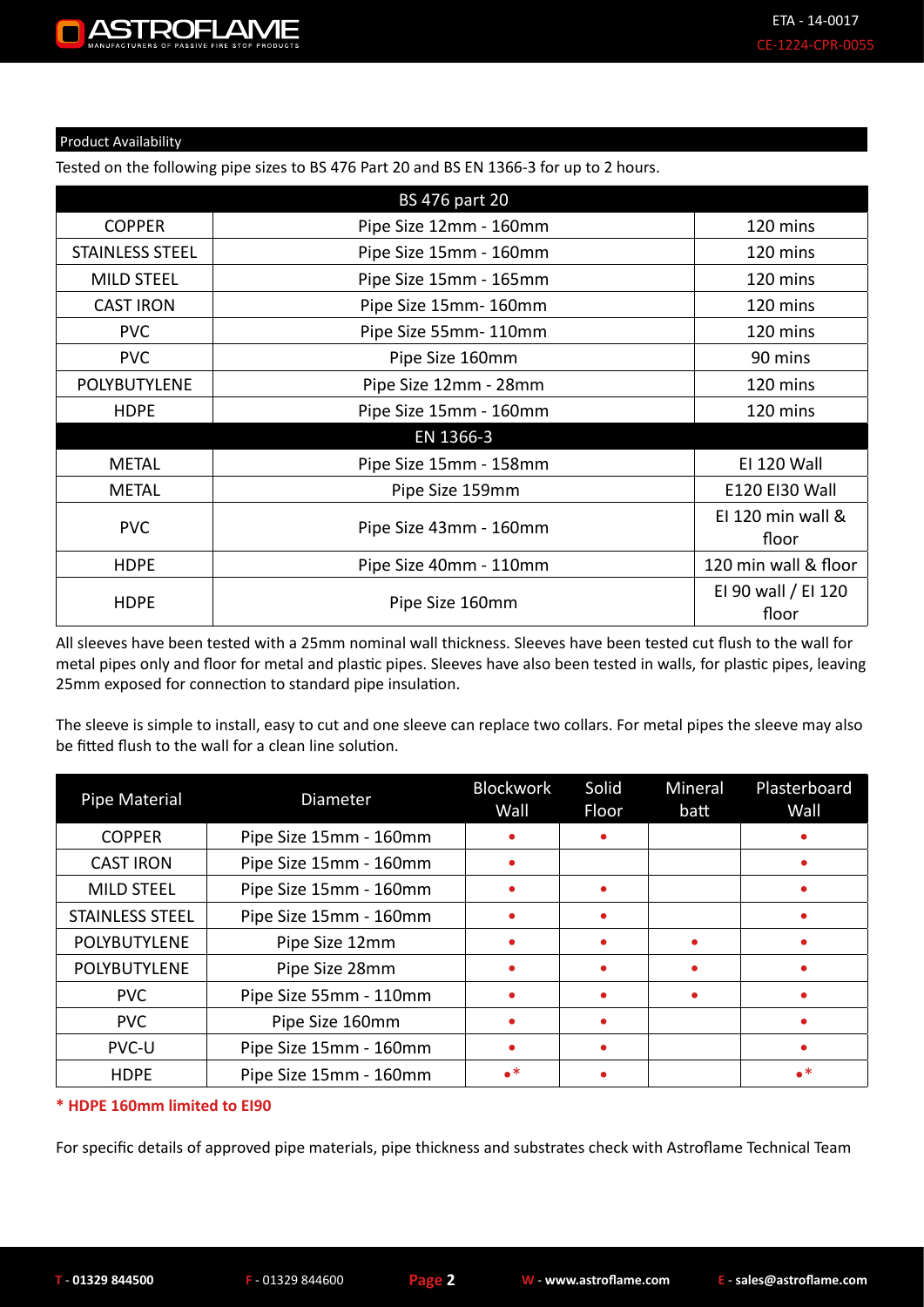## Product Availability

Tested on the following pipe sizes to BS 476 Part 20 and BS EN 1366-3 for up to 2 hours.

| BS 476 part 20 | | |
|---|---|---|
| COPPER | Pipe Size 12mm - 160mm | 120 mins |
| STAINLESS STEEL | Pipe Size 15mm - 160mm | 120 mins |
| MILD STEEL | Pipe Size 15mm - 165mm | 120 mins |
| CAST IRON | Pipe Size 15mm- 160mm | 120 mins |
| PVC | Pipe Size 55mm- 110mm | 120 mins |
| PVC | Pipe Size 160mm | 90 mins |
| POLYBUTYLENE | Pipe Size 12mm - 28mm | 120 mins |
| HDPE | Pipe Size 15mm - 160mm | 120 mins |
| **EN 1366-3** | | |
| METAL | Pipe Size 15mm - 158mm | EI 120 Wall |
| METAL | Pipe Size 159mm | E120 EI30 Wall |
| PVC | Pipe Size 43mm - 160mm | EI 120 min wall & floor |
| HDPE | Pipe Size 40mm - 110mm | 120 min wall & floor |
| HDPE | Pipe Size 160mm | EI 90 wall / EI 120 floor |

All sleeves have been tested with a 25mm nominal wall thickness. Sleeves have been tested cut flush to the wall for metal pipes only and floor for metal and plastic pipes. Sleeves have also been tested in walls, for plastic pipes, leaving 25mm exposed for connection to standard pipe insulation.

The sleeve is simple to install, easy to cut and one sleeve can replace two collars. For metal pipes the sleeve may also be fitted flush to the wall for a clean line solution.

| Pipe Material | Diameter | Blockwork Wall | Solid Floor | Mineral batt | Plasterboard Wall |
|---|---|---|---|---|---|
| COPPER | Pipe Size 15mm - 160mm | • | • | | • |
| CAST IRON | Pipe Size 15mm - 160mm | • | | | • |
| MILD STEEL | Pipe Size 15mm - 160mm | • | • | | • |
| STAINLESS STEEL | Pipe Size 15mm - 160mm | • | • | | • |
| POLYBUTYLENE | Pipe Size 12mm | • | • | • | • |
| POLYBUTYLENE | Pipe Size 28mm | • | • | • | • |
| PVC | Pipe Size 55mm - 110mm | • | • | • | • |
| PVC | Pipe Size 160mm | • | • | | • |
| PVC-U | Pipe Size 15mm - 160mm | • | • | | • |
| HDPE | Pipe Size 15mm - 160mm | •* | • | | •* |

**\* HDPE 160mm limited to EI90**

For specific details of approved pipe materials, pipe thickness and substrates check with Astroflame Technical Team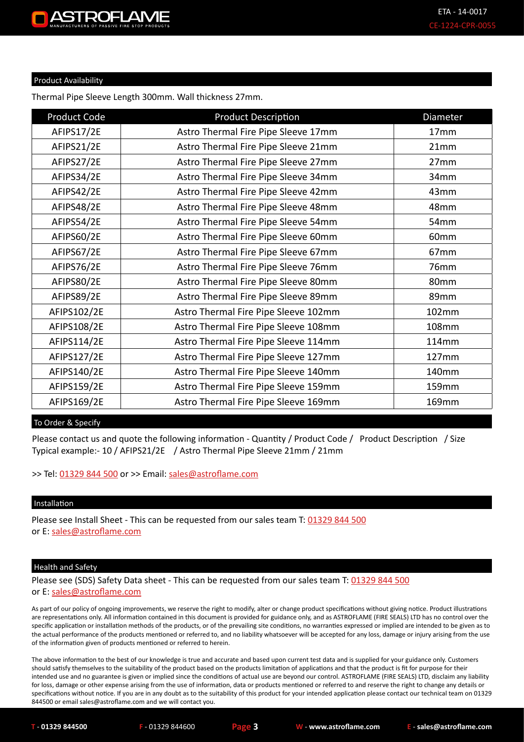## Product Availability

Thermal Pipe Sleeve Length 300mm. Wall thickness 27mm.

| Product Code | Product Description | Diameter |
|---|---|---|
| AFIPS17/2E | Astro Thermal Fire Pipe Sleeve 17mm | 17mm |
| AFIPS21/2E | Astro Thermal Fire Pipe Sleeve 21mm | 21mm |
| AFIPS27/2E | Astro Thermal Fire Pipe Sleeve 27mm | 27mm |
| AFIPS34/2E | Astro Thermal Fire Pipe Sleeve 34mm | 34mm |
| AFIPS42/2E | Astro Thermal Fire Pipe Sleeve 42mm | 43mm |
| AFIPS48/2E | Astro Thermal Fire Pipe Sleeve 48mm | 48mm |
| AFIPS54/2E | Astro Thermal Fire Pipe Sleeve 54mm | 54mm |
| AFIPS60/2E | Astro Thermal Fire Pipe Sleeve 60mm | 60mm |
| AFIPS67/2E | Astro Thermal Fire Pipe Sleeve 67mm | 67mm |
| AFIPS76/2E | Astro Thermal Fire Pipe Sleeve 76mm | 76mm |
| AFIPS80/2E | Astro Thermal Fire Pipe Sleeve 80mm | 80mm |
| AFIPS89/2E | Astro Thermal Fire Pipe Sleeve 89mm | 89mm |
| AFIPS102/2E | Astro Thermal Fire Pipe Sleeve 102mm | 102mm |
| AFIPS108/2E | Astro Thermal Fire Pipe Sleeve 108mm | 108mm |
| AFIPS114/2E | Astro Thermal Fire Pipe Sleeve 114mm | 114mm |
| AFIPS127/2E | Astro Thermal Fire Pipe Sleeve 127mm | 127mm |
| AFIPS140/2E | Astro Thermal Fire Pipe Sleeve 140mm | 140mm |
| AFIPS159/2E | Astro Thermal Fire Pipe Sleeve 159mm | 159mm |
| AFIPS169/2E | Astro Thermal Fire Pipe Sleeve 169mm | 169mm |

## To Order & Specify

Please contact us and quote the following information - Quantity / Product Code / Product Description / Size
Typical example:- 10 / AFIPS21/2E / Astro Thermal Pipe Sleeve 21mm / 21mm

>> Tel: 01329 844 500 or >> Email: sales@astroflame.com

## Installation

Please see Install Sheet - This can be requested from our sales team T: 01329 844 500
or E: sales@astroflame.com

## Health and Safety

Please see (SDS) Safety Data sheet - This can be requested from our sales team T: 01329 844 500
or E: sales@astroflame.com

As part of our policy of ongoing improvements, we reserve the right to modify, alter or change product specifications without giving notice. Product illustrations are representations only. All information contained in this document is provided for guidance only, and as ASTROFLAME (FIRE SEALS) LTD has no control over the specific application or installation methods of the products, or of the prevailing site conditions, no warranties expressed or implied are intended to be given as to the actual performance of the products mentioned or referred to, and no liability whatsoever will be accepted for any loss, damage or injury arising from the use of the information given of products mentioned or referred to herein.

The above information to the best of our knowledge is true and accurate and based upon current test data and is supplied for your guidance only. Customers should satisfy themselves to the suitability of the product based on the products limitation of applications and that the product is fit for purpose for their intended use and no guarantee is given or implied since the conditions of actual use are beyond our control. ASTROFLAME (FIRE SEALS) LTD, disclaim any liability for loss, damage or other expense arising from the use of information, data or products mentioned or referred to and reserve the right to change any details or specifications without notice. If you are in any doubt as to the suitability of this product for your intended application please contact our technical team on 01329 844500 or email sales@astroflame.com and we will contact you.